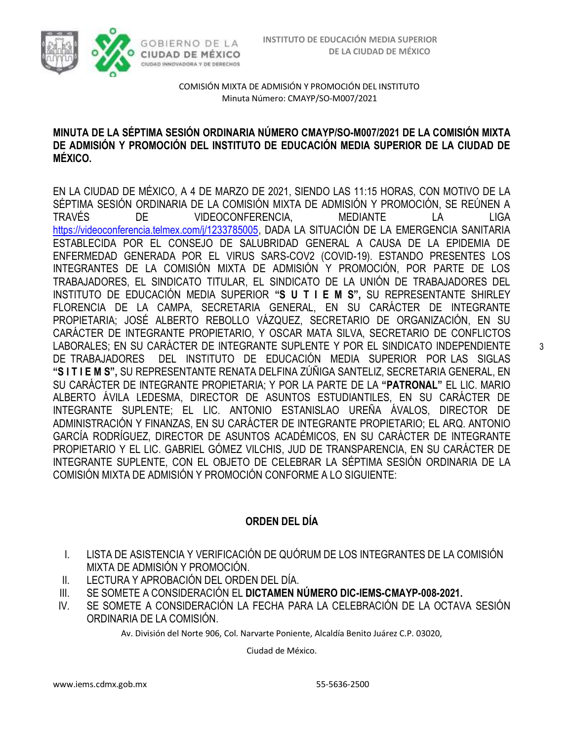COMISIÓN MIXTA DE ADMISIÓN Y PROMOCIÓN DEL INSTITUTO
Minuta Número: CMAYP/SO-M007/2021

**MINUTA DE LA SÉPTIMA SESIÓN ORDINARIA NÚMERO CMAYP/SO-M007/2021 DE LA COMISIÓN MIXTA DE ADMISIÓN Y PROMOCIÓN DEL INSTITUTO DE EDUCACIÓN MEDIA SUPERIOR DE LA CIUDAD DE MÉXICO.**

EN LA CIUDAD DE MÉXICO, A 4 DE MARZO DE 2021, SIENDO LAS 11:15 HORAS, CON MOTIVO DE LA SÉPTIMA SESIÓN ORDINARIA DE LA COMISIÓN MIXTA DE ADMISIÓN Y PROMOCIÓN, SE REÚNEN A TRAVÉS DE VIDEOCONFERENCIA, MEDIANTE LA LIGA https://videoconferencia.telmex.com/j/1233785005, DADA LA SITUACIÓN DE LA EMERGENCIA SANITARIA ESTABLECIDA POR EL CONSEJO DE SALUBRIDAD GENERAL A CAUSA DE LA EPIDEMIA DE ENFERMEDAD GENERADA POR EL VIRUS SARS-COV2 (COVID-19). ESTANDO PRESENTES LOS INTEGRANTES DE LA COMISIÓN MIXTA DE ADMISIÓN Y PROMOCIÓN, POR PARTE DE LOS TRABAJADORES, EL SINDICATO TITULAR, EL SINDICATO DE LA UNIÓN DE TRABAJADORES DEL INSTITUTO DE EDUCACIÓN MEDIA SUPERIOR **"S U T I E M S",** SU REPRESENTANTE SHIRLEY FLORENCIA DE LA CAMPA, SECRETARIA GENERAL, EN SU CARÁCTER DE INTEGRANTE PROPIETARIA; JOSÉ ALBERTO REBOLLO VÁZQUEZ, SECRETARIO DE ORGANIZACIÓN, EN SU CARÁCTER DE INTEGRANTE PROPIETARIO, Y OSCAR MATA SILVA, SECRETARIO DE CONFLICTOS LABORALES; EN SU CARÁCTER DE INTEGRANTE SUPLENTE Y POR EL SINDICATO INDEPENDIENTE DE TRABAJADORES DEL INSTITUTO DE EDUCACIÓN MEDIA SUPERIOR POR LAS SIGLAS **"S I T I E M S",** SU REPRESENTANTE RENATA DELFINA ZÚÑIGA SANTELIZ, SECRETARIA GENERAL, EN SU CARÁCTER DE INTEGRANTE PROPIETARIA; Y POR LA PARTE DE LA **"PATRONAL"** EL LIC. MARIO ALBERTO ÁVILA LEDESMA, DIRECTOR DE ASUNTOS ESTUDIANTILES, EN SU CARÁCTER DE INTEGRANTE SUPLENTE; EL LIC. ANTONIO ESTANISLAO UREÑA ÁVALOS, DIRECTOR DE ADMINISTRACIÓN Y FINANZAS, EN SU CARÁCTER DE INTEGRANTE PROPIETARIO; EL ARQ. ANTONIO GARCÍA RODRÍGUEZ, DIRECTOR DE ASUNTOS ACADÉMICOS, EN SU CARÁCTER DE INTEGRANTE PROPIETARIO Y EL LIC. GABRIEL GÓMEZ VILCHIS, JUD DE TRANSPARENCIA, EN SU CARÁCTER DE INTEGRANTE SUPLENTE, CON EL OBJETO DE CELEBRAR LA SÉPTIMA SESIÓN ORDINARIA DE LA COMISIÓN MIXTA DE ADMISIÓN Y PROMOCIÓN CONFORME A LO SIGUIENTE:

## ORDEN DEL DÍA

I. LISTA DE ASISTENCIA Y VERIFICACIÓN DE QUÓRUM DE LOS INTEGRANTES DE LA COMISIÓN MIXTA DE ADMISIÓN Y PROMOCIÓN.
II. LECTURA Y APROBACIÓN DEL ORDEN DEL DÍA.
III. SE SOMETE A CONSIDERACIÓN EL **DICTAMEN NÚMERO DIC-IEMS-CMAYP-008-2021.**
IV. SE SOMETE A CONSIDERACIÓN LA FECHA PARA LA CELEBRACIÓN DE LA OCTAVA SESIÓN ORDINARIA DE LA COMISIÓN.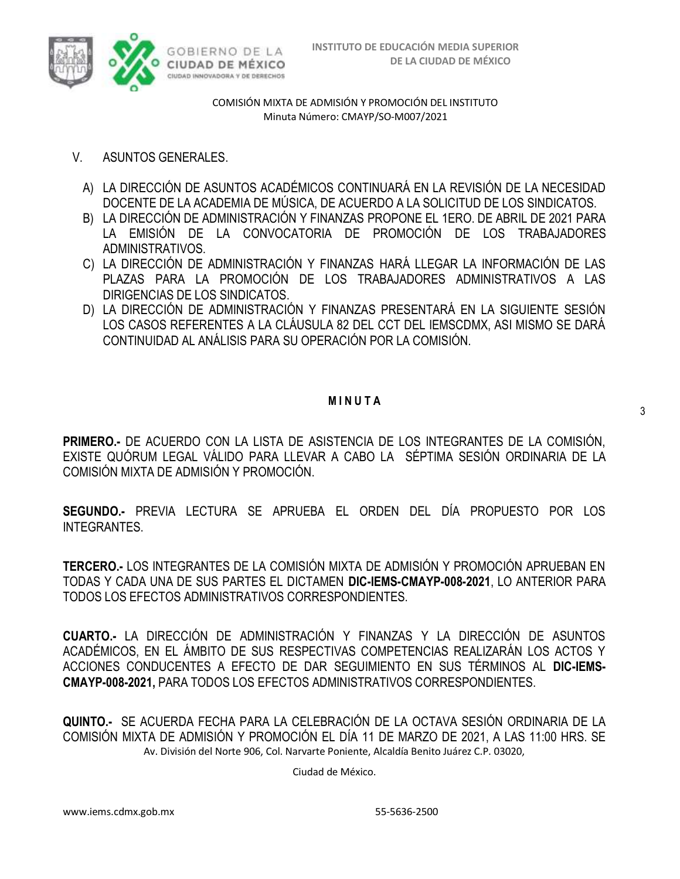V. ASUNTOS GENERALES.

A) LA DIRECCIÓN DE ASUNTOS ACADÉMICOS CONTINUARÁ EN LA REVISIÓN DE LA NECESIDAD DOCENTE DE LA ACADEMIA DE MÚSICA, DE ACUERDO A LA SOLICITUD DE LOS SINDICATOS.
B) LA DIRECCIÓN DE ADMINISTRACIÓN Y FINANZAS PROPONE EL 1ERO. DE ABRIL DE 2021 PARA LA EMISIÓN DE LA CONVOCATORIA DE PROMOCIÓN DE LOS TRABAJADORES ADMINISTRATIVOS.
C) LA DIRECCIÓN DE ADMINISTRACIÓN Y FINANZAS HARÁ LLEGAR LA INFORMACIÓN DE LAS PLAZAS PARA LA PROMOCIÓN DE LOS TRABAJADORES ADMINISTRATIVOS A LAS DIRIGENCIAS DE LOS SINDICATOS.
D) LA DIRECCIÓN DE ADMINISTRACIÓN Y FINANZAS PRESENTARÁ EN LA SIGUIENTE SESIÓN LOS CASOS REFERENTES A LA CLÁUSULA 82 DEL CCT DEL IEMSCDMX, ASI MISMO SE DARÁ CONTINUIDAD AL ANÁLISIS PARA SU OPERACIÓN POR LA COMISIÓN.

**M I N U T A**

**PRIMERO.-** DE ACUERDO CON LA LISTA DE ASISTENCIA DE LOS INTEGRANTES DE LA COMISIÓN, EXISTE QUÓRUM LEGAL VÁLIDO PARA LLEVAR A CABO LA SÉPTIMA SESIÓN ORDINARIA DE LA COMISIÓN MIXTA DE ADMISIÓN Y PROMOCIÓN.

**SEGUNDO.-** PREVIA LECTURA SE APRUEBA EL ORDEN DEL DÍA PROPUESTO POR LOS INTEGRANTES.

**TERCERO.-** LOS INTEGRANTES DE LA COMISIÓN MIXTA DE ADMISIÓN Y PROMOCIÓN APRUEBAN EN TODAS Y CADA UNA DE SUS PARTES EL DICTAMEN **DIC-IEMS-CMAYP-008-2021**, LO ANTERIOR PARA TODOS LOS EFECTOS ADMINISTRATIVOS CORRESPONDIENTES.

**CUARTO.-** LA DIRECCIÓN DE ADMINISTRACIÓN Y FINANZAS Y LA DIRECCIÓN DE ASUNTOS ACADÉMICOS, EN EL ÁMBITO DE SUS RESPECTIVAS COMPETENCIAS REALIZARÁN LOS ACTOS Y ACCIONES CONDUCENTES A EFECTO DE DAR SEGUIMIENTO EN SUS TÉRMINOS AL **DIC-IEMS-CMAYP-008-2021,** PARA TODOS LOS EFECTOS ADMINISTRATIVOS CORRESPONDIENTES.

**QUINTO.-** SE ACUERDA FECHA PARA LA CELEBRACIÓN DE LA OCTAVA SESIÓN ORDINARIA DE LA COMISIÓN MIXTA DE ADMISIÓN Y PROMOCIÓN EL DÍA 11 DE MARZO DE 2021, A LAS 11:00 HRS. SE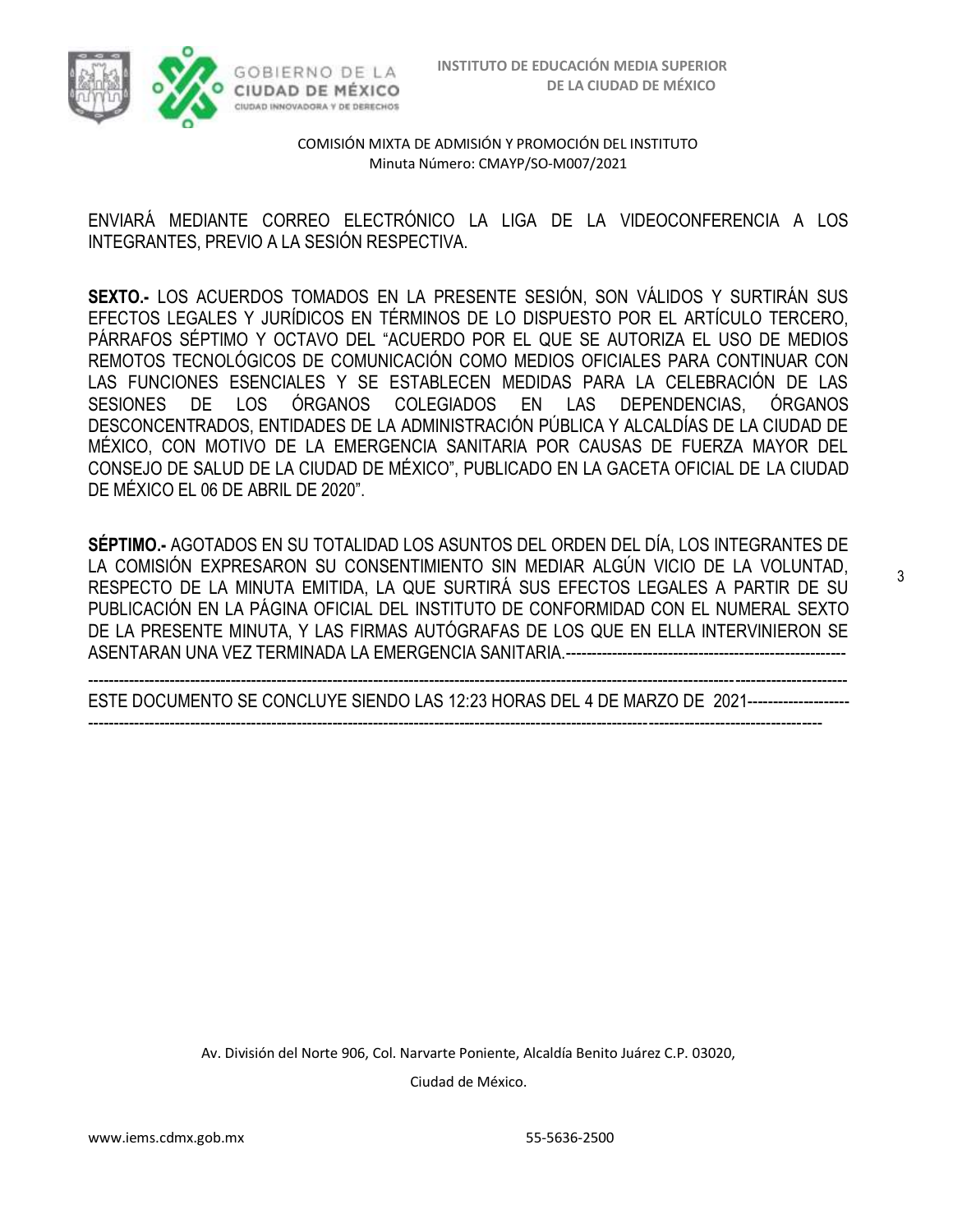ENVIARÁ MEDIANTE CORREO ELECTRÓNICO LA LIGA DE LA VIDEOCONFERENCIA A LOS INTEGRANTES, PREVIO A LA SESIÓN RESPECTIVA.

**SEXTO.-** LOS ACUERDOS TOMADOS EN LA PRESENTE SESIÓN, SON VÁLIDOS Y SURTIRÁN SUS EFECTOS LEGALES Y JURÍDICOS EN TÉRMINOS DE LO DISPUESTO POR EL ARTÍCULO TERCERO, PÁRRAFOS SÉPTIMO Y OCTAVO DEL "ACUERDO POR EL QUE SE AUTORIZA EL USO DE MEDIOS REMOTOS TECNOLÓGICOS DE COMUNICACIÓN COMO MEDIOS OFICIALES PARA CONTINUAR CON LAS FUNCIONES ESENCIALES Y SE ESTABLECEN MEDIDAS PARA LA CELEBRACIÓN DE LAS SESIONES DE LOS ÓRGANOS COLEGIADOS EN LAS DEPENDENCIAS, ÓRGANOS DESCONCENTRADOS, ENTIDADES DE LA ADMINISTRACIÓN PÚBLICA Y ALCALDÍAS DE LA CIUDAD DE MÉXICO, CON MOTIVO DE LA EMERGENCIA SANITARIA POR CAUSAS DE FUERZA MAYOR DEL CONSEJO DE SALUD DE LA CIUDAD DE MÉXICO", PUBLICADO EN LA GACETA OFICIAL DE LA CIUDAD DE MÉXICO EL 06 DE ABRIL DE 2020".

**SÉPTIMO.-** AGOTADOS EN SU TOTALIDAD LOS ASUNTOS DEL ORDEN DEL DÍA, LOS INTEGRANTES DE LA COMISIÓN EXPRESARON SU CONSENTIMIENTO SIN MEDIAR ALGÚN VICIO DE LA VOLUNTAD, RESPECTO DE LA MINUTA EMITIDA, LA QUE SURTIRÁ SUS EFECTOS LEGALES A PARTIR DE SU PUBLICACIÓN EN LA PÁGINA OFICIAL DEL INSTITUTO DE CONFORMIDAD CON EL NUMERAL SEXTO DE LA PRESENTE MINUTA, Y LAS FIRMAS AUTÓGRAFAS DE LOS QUE EN ELLA INTERVINIERON SE ASENTARAN UNA VEZ TERMINADA LA EMERGENCIA SANITARIA.------------------------------------------------------

-----------------------------------------------------------------------------------------------------------------------------------------------

ESTE DOCUMENTO SE CONCLUYE SIENDO LAS 12:23 HORAS DEL 4 DE MARZO DE 2021-------------------

-----------------------------------------------------------------------------------------------------------------------------------------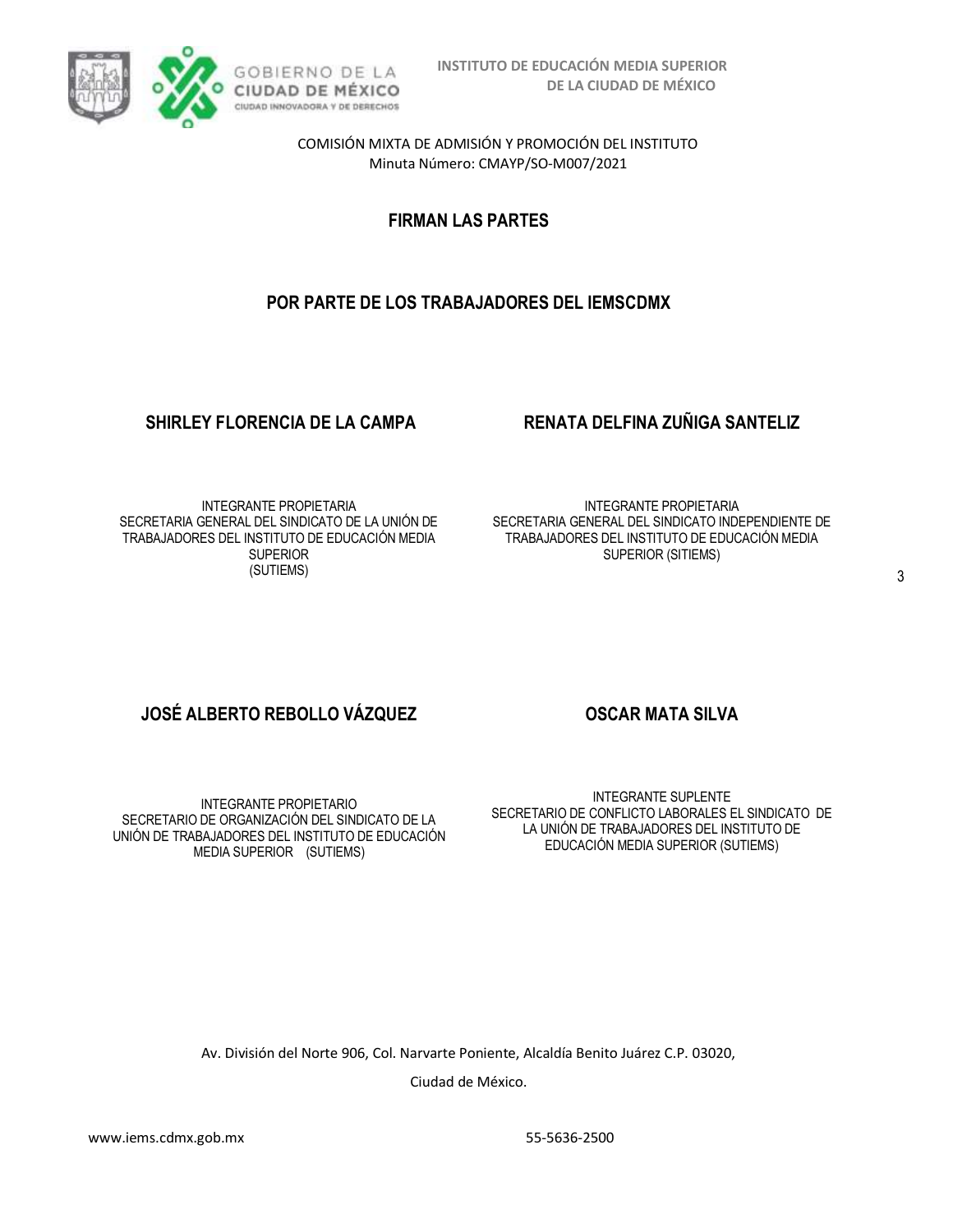COMISIÓN MIXTA DE ADMISIÓN Y PROMOCIÓN DEL INSTITUTO
Minuta Número: CMAYP/SO-M007/2021

**FIRMAN LAS PARTES**

**POR PARTE DE LOS TRABAJADORES DEL IEMSCDMX**

**SHIRLEY FLORENCIA DE LA CAMPA**

INTEGRANTE PROPIETARIA
SECRETARIA GENERAL DEL SINDICATO DE LA UNIÓN DE TRABAJADORES DEL INSTITUTO DE EDUCACIÓN MEDIA SUPERIOR
(SUTIEMS)

**RENATA DELFINA ZUÑIGA SANTELIZ**

INTEGRANTE PROPIETARIA
SECRETARIA GENERAL DEL SINDICATO INDEPENDIENTE DE TRABAJADORES DEL INSTITUTO DE EDUCACIÓN MEDIA SUPERIOR (SITIEMS)

**JOSÉ ALBERTO REBOLLO VÁZQUEZ**

INTEGRANTE PROPIETARIO
SECRETARIO DE ORGANIZACIÓN DEL SINDICATO DE LA UNIÓN DE TRABAJADORES DEL INSTITUTO DE EDUCACIÓN MEDIA SUPERIOR (SUTIEMS)

**OSCAR MATA SILVA**

INTEGRANTE SUPLENTE
SECRETARIO DE CONFLICTO LABORALES EL SINDICATO DE LA UNIÓN DE TRABAJADORES DEL INSTITUTO DE EDUCACIÓN MEDIA SUPERIOR (SUTIEMS)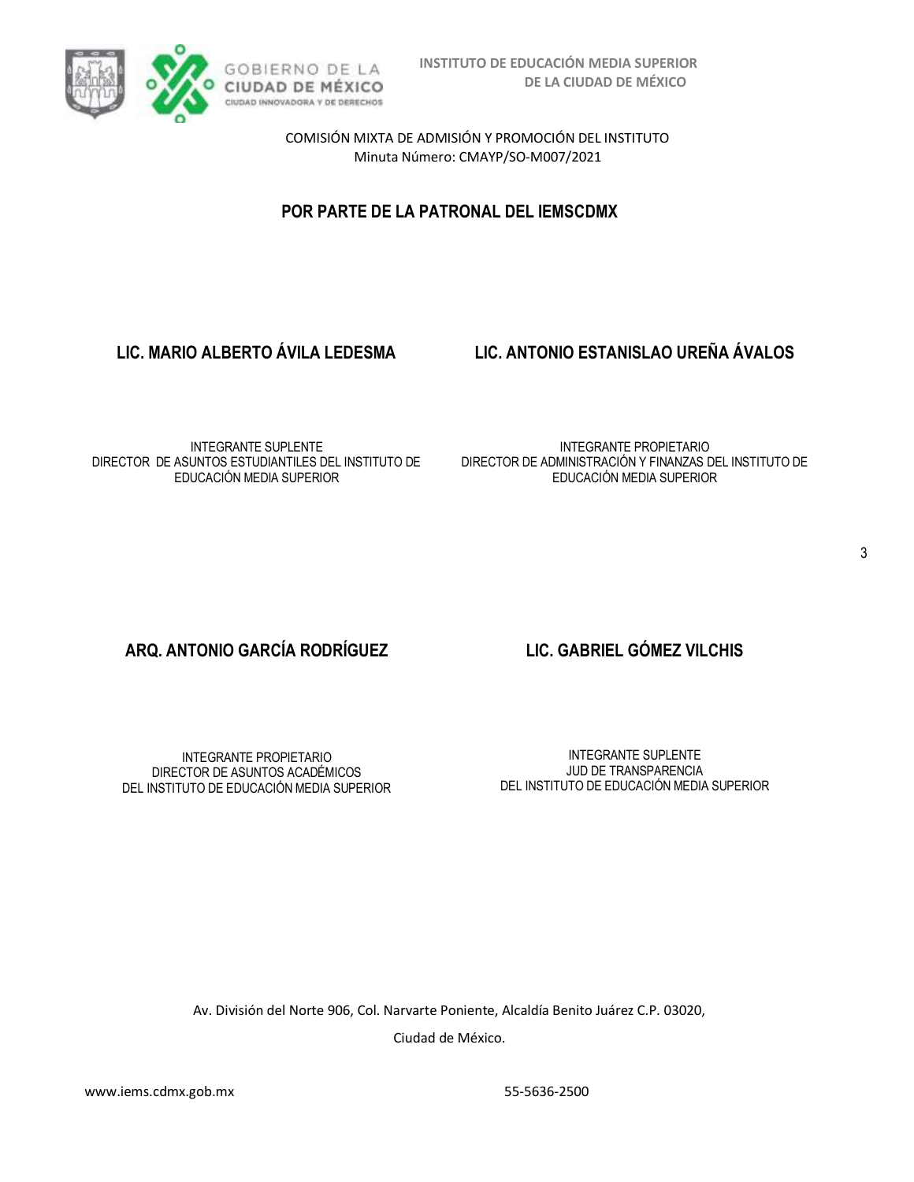COMISIÓN MIXTA DE ADMISIÓN Y PROMOCIÓN DEL INSTITUTO
Minuta Número: CMAYP/SO-M007/2021

## POR PARTE DE LA PATRONAL DEL IEMSCDMX

**LIC. MARIO ALBERTO ÁVILA LEDESMA**

INTEGRANTE SUPLENTE
DIRECTOR DE ASUNTOS ESTUDIANTILES DEL INSTITUTO DE EDUCACIÓN MEDIA SUPERIOR

**LIC. ANTONIO ESTANISLAO UREÑA ÁVALOS**

INTEGRANTE PROPIETARIO
DIRECTOR DE ADMINISTRACIÓN Y FINANZAS DEL INSTITUTO DE EDUCACIÓN MEDIA SUPERIOR

**ARQ. ANTONIO GARCÍA RODRÍGUEZ**

INTEGRANTE PROPIETARIO
DIRECTOR DE ASUNTOS ACADÉMICOS
DEL INSTITUTO DE EDUCACIÓN MEDIA SUPERIOR

**LIC. GABRIEL GÓMEZ VILCHIS**

INTEGRANTE SUPLENTE
JUD DE TRANSPARENCIA
DEL INSTITUTO DE EDUCACIÓN MEDIA SUPERIOR